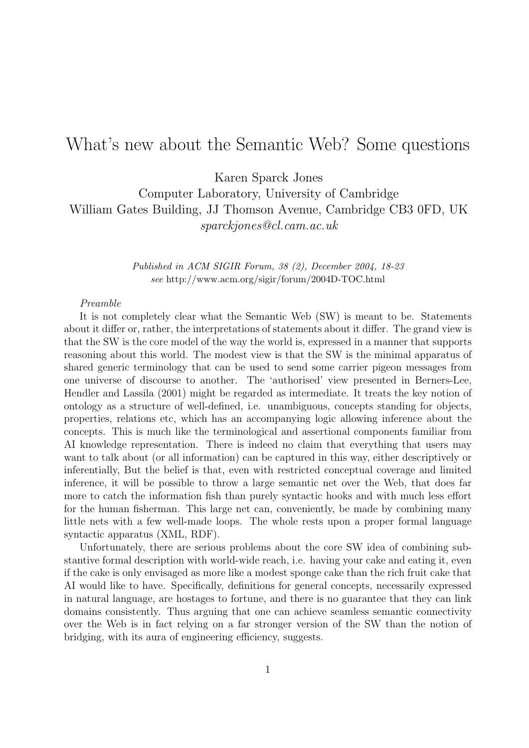# What's new about the Semantic Web? Some questions

Karen Sparck Jones
Computer Laboratory, University of Cambridge
William Gates Building, JJ Thomson Avenue, Cambridge CB3 0FD, UK
*sparckjones@cl.cam.ac.uk*

*Published in ACM SIGIR Forum, 38 (2), December 2004, 18-23*
*see* http://www.acm.org/sigir/forum/2004D-TOC.html

*Preamble*

It is not completely clear what the Semantic Web (SW) is meant to be. Statements about it differ or, rather, the interpretations of statements about it differ. The grand view is that the SW is the core model of the way the world is, expressed in a manner that supports reasoning about this world. The modest view is that the SW is the minimal apparatus of shared generic terminology that can be used to send some carrier pigeon messages from one universe of discourse to another. The 'authorised' view presented in Berners-Lee, Hendler and Lassila (2001) might be regarded as intermediate. It treats the key notion of ontology as a structure of well-defined, i.e. unambiguous, concepts standing for objects, properties, relations etc, which has an accompanying logic allowing inference about the concepts. This is much like the terminological and assertional components familiar from AI knowledge representation. There is indeed no claim that everything that users may want to talk about (or all information) can be captured in this way, either descriptively or inferentially, But the belief is that, even with restricted conceptual coverage and limited inference, it will be possible to throw a large semantic net over the Web, that does far more to catch the information fish than purely syntactic hooks and with much less effort for the human fisherman. This large net can, conveniently, be made by combining many little nets with a few well-made loops. The whole rests upon a proper formal language syntactic apparatus (XML, RDF).

Unfortunately, there are serious problems about the core SW idea of combining substantive formal description with world-wide reach, i.e. having your cake and eating it, even if the cake is only envisaged as more like a modest sponge cake than the rich fruit cake that AI would like to have. Specifically, definitions for general concepts, necessarily expressed in natural language, are hostages to fortune, and there is no guarantee that they can link domains consistently. Thus arguing that one can achieve seamless semantic connectivity over the Web is in fact relying on a far stronger version of the SW than the notion of bridging, with its aura of engineering efficiency, suggests.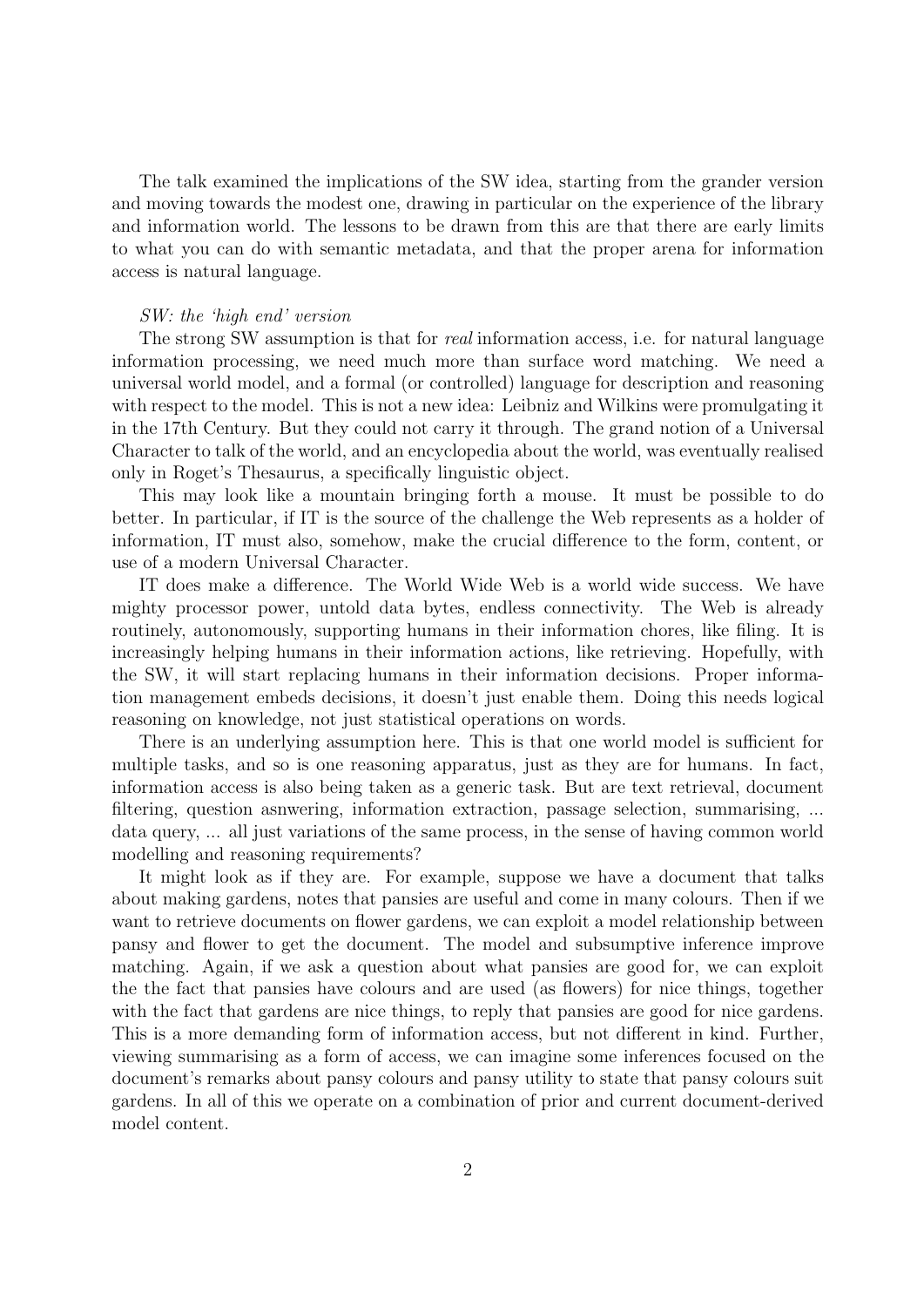The talk examined the implications of the SW idea, starting from the grander version and moving towards the modest one, drawing in particular on the experience of the library and information world. The lessons to be drawn from this are that there are early limits to what you can do with semantic metadata, and that the proper arena for information access is natural language.

*SW: the 'high end' version*

The strong SW assumption is that for *real* information access, i.e. for natural language information processing, we need much more than surface word matching. We need a universal world model, and a formal (or controlled) language for description and reasoning with respect to the model. This is not a new idea: Leibniz and Wilkins were promulgating it in the 17th Century. But they could not carry it through. The grand notion of a Universal Character to talk of the world, and an encyclopedia about the world, was eventually realised only in Roget's Thesaurus, a specifically linguistic object.

This may look like a mountain bringing forth a mouse. It must be possible to do better. In particular, if IT is the source of the challenge the Web represents as a holder of information, IT must also, somehow, make the crucial difference to the form, content, or use of a modern Universal Character.

IT does make a difference. The World Wide Web is a world wide success. We have mighty processor power, untold data bytes, endless connectivity. The Web is already routinely, autonomously, supporting humans in their information chores, like filing. It is increasingly helping humans in their information actions, like retrieving. Hopefully, with the SW, it will start replacing humans in their information decisions. Proper information management embeds decisions, it doesn't just enable them. Doing this needs logical reasoning on knowledge, not just statistical operations on words.

There is an underlying assumption here. This is that one world model is sufficient for multiple tasks, and so is one reasoning apparatus, just as they are for humans. In fact, information access is also being taken as a generic task. But are text retrieval, document filtering, question asnwering, information extraction, passage selection, summarising, ... data query, ... all just variations of the same process, in the sense of having common world modelling and reasoning requirements?

It might look as if they are. For example, suppose we have a document that talks about making gardens, notes that pansies are useful and come in many colours. Then if we want to retrieve documents on flower gardens, we can exploit a model relationship between pansy and flower to get the document. The model and subsumptive inference improve matching. Again, if we ask a question about what pansies are good for, we can exploit the the fact that pansies have colours and are used (as flowers) for nice things, together with the fact that gardens are nice things, to reply that pansies are good for nice gardens. This is a more demanding form of information access, but not different in kind. Further, viewing summarising as a form of access, we can imagine some inferences focused on the document's remarks about pansy colours and pansy utility to state that pansy colours suit gardens. In all of this we operate on a combination of prior and current document-derived model content.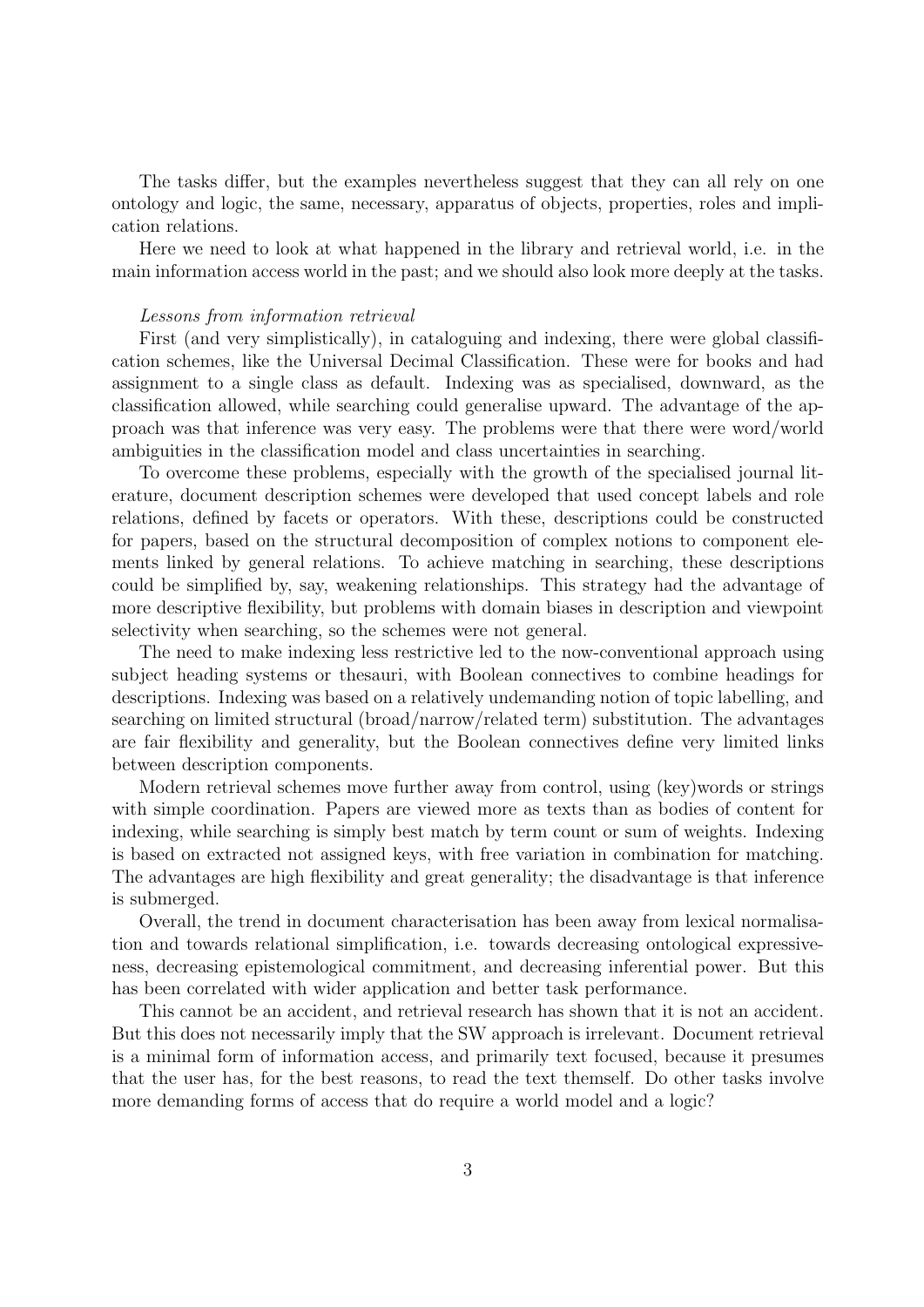The tasks differ, but the examples nevertheless suggest that they can all rely on one ontology and logic, the same, necessary, apparatus of objects, properties, roles and implication relations.

Here we need to look at what happened in the library and retrieval world, i.e. in the main information access world in the past; and we should also look more deeply at the tasks.

*Lessons from information retrieval*

First (and very simplistically), in cataloguing and indexing, there were global classification schemes, like the Universal Decimal Classification. These were for books and had assignment to a single class as default. Indexing was as specialised, downward, as the classification allowed, while searching could generalise upward. The advantage of the approach was that inference was very easy. The problems were that there were word/world ambiguities in the classification model and class uncertainties in searching.

To overcome these problems, especially with the growth of the specialised journal literature, document description schemes were developed that used concept labels and role relations, defined by facets or operators. With these, descriptions could be constructed for papers, based on the structural decomposition of complex notions to component elements linked by general relations. To achieve matching in searching, these descriptions could be simplified by, say, weakening relationships. This strategy had the advantage of more descriptive flexibility, but problems with domain biases in description and viewpoint selectivity when searching, so the schemes were not general.

The need to make indexing less restrictive led to the now-conventional approach using subject heading systems or thesauri, with Boolean connectives to combine headings for descriptions. Indexing was based on a relatively undemanding notion of topic labelling, and searching on limited structural (broad/narrow/related term) substitution. The advantages are fair flexibility and generality, but the Boolean connectives define very limited links between description components.

Modern retrieval schemes move further away from control, using (key)words or strings with simple coordination. Papers are viewed more as texts than as bodies of content for indexing, while searching is simply best match by term count or sum of weights. Indexing is based on extracted not assigned keys, with free variation in combination for matching. The advantages are high flexibility and great generality; the disadvantage is that inference is submerged.

Overall, the trend in document characterisation has been away from lexical normalisation and towards relational simplification, i.e. towards decreasing ontological expressiveness, decreasing epistemological commitment, and decreasing inferential power. But this has been correlated with wider application and better task performance.

This cannot be an accident, and retrieval research has shown that it is not an accident. But this does not necessarily imply that the SW approach is irrelevant. Document retrieval is a minimal form of information access, and primarily text focused, because it presumes that the user has, for the best reasons, to read the text themself. Do other tasks involve more demanding forms of access that do require a world model and a logic?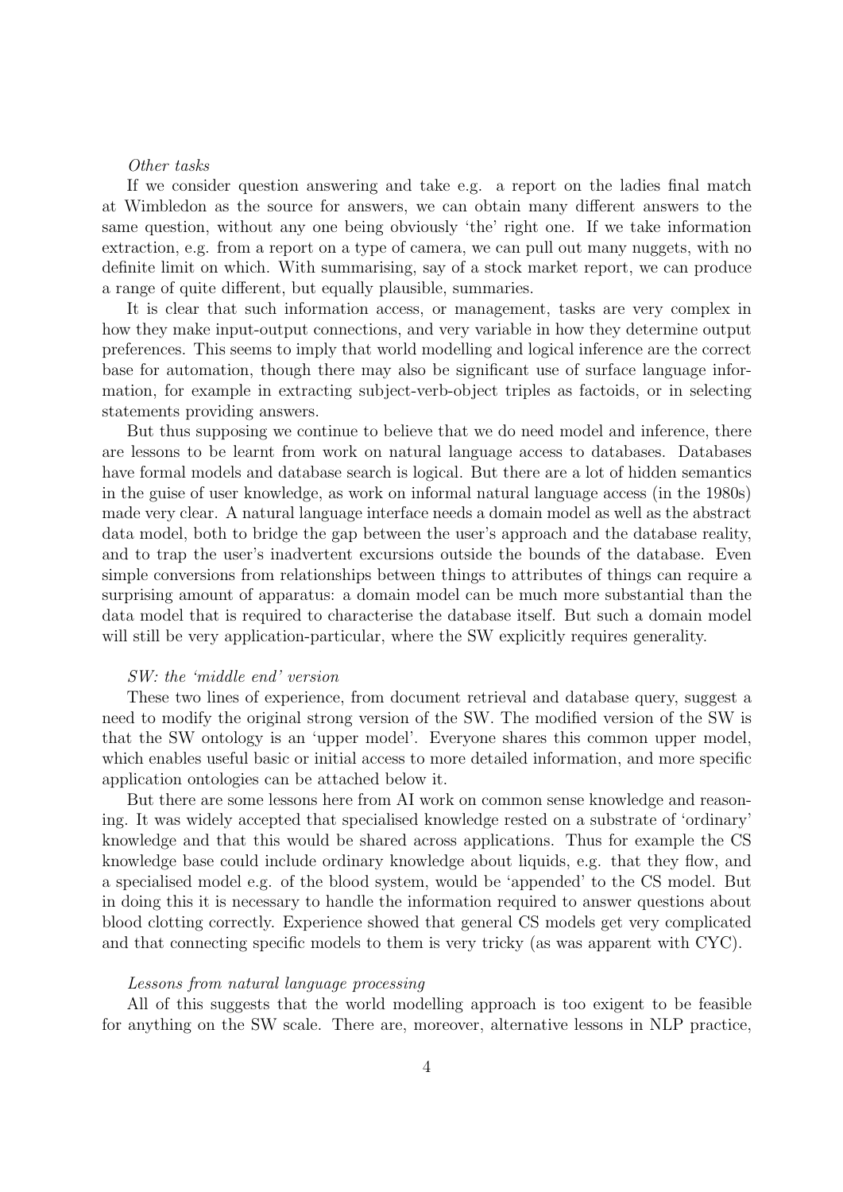*Other tasks*

If we consider question answering and take e.g. a report on the ladies final match at Wimbledon as the source for answers, we can obtain many different answers to the same question, without any one being obviously 'the' right one. If we take information extraction, e.g. from a report on a type of camera, we can pull out many nuggets, with no definite limit on which. With summarising, say of a stock market report, we can produce a range of quite different, but equally plausible, summaries.

It is clear that such information access, or management, tasks are very complex in how they make input-output connections, and very variable in how they determine output preferences. This seems to imply that world modelling and logical inference are the correct base for automation, though there may also be significant use of surface language information, for example in extracting subject-verb-object triples as factoids, or in selecting statements providing answers.

But thus supposing we continue to believe that we do need model and inference, there are lessons to be learnt from work on natural language access to databases. Databases have formal models and database search is logical. But there are a lot of hidden semantics in the guise of user knowledge, as work on informal natural language access (in the 1980s) made very clear. A natural language interface needs a domain model as well as the abstract data model, both to bridge the gap between the user's approach and the database reality, and to trap the user's inadvertent excursions outside the bounds of the database. Even simple conversions from relationships between things to attributes of things can require a surprising amount of apparatus: a domain model can be much more substantial than the data model that is required to characterise the database itself. But such a domain model will still be very application-particular, where the SW explicitly requires generality.

*SW: the 'middle end' version*

These two lines of experience, from document retrieval and database query, suggest a need to modify the original strong version of the SW. The modified version of the SW is that the SW ontology is an 'upper model'. Everyone shares this common upper model, which enables useful basic or initial access to more detailed information, and more specific application ontologies can be attached below it.

But there are some lessons here from AI work on common sense knowledge and reasoning. It was widely accepted that specialised knowledge rested on a substrate of 'ordinary' knowledge and that this would be shared across applications. Thus for example the CS knowledge base could include ordinary knowledge about liquids, e.g. that they flow, and a specialised model e.g. of the blood system, would be 'appended' to the CS model. But in doing this it is necessary to handle the information required to answer questions about blood clotting correctly. Experience showed that general CS models get very complicated and that connecting specific models to them is very tricky (as was apparent with CYC).

*Lessons from natural language processing*

All of this suggests that the world modelling approach is too exigent to be feasible for anything on the SW scale. There are, moreover, alternative lessons in NLP practice,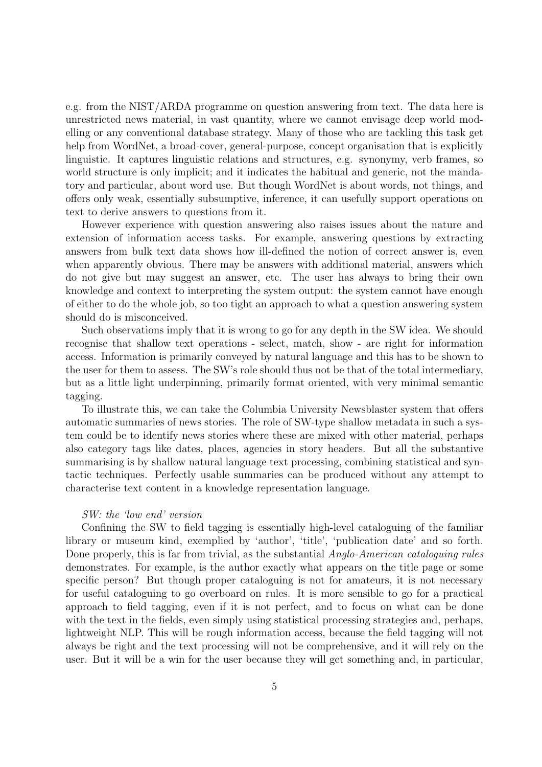e.g. from the NIST/ARDA programme on question answering from text. The data here is unrestricted news material, in vast quantity, where we cannot envisage deep world modelling or any conventional database strategy. Many of those who are tackling this task get help from WordNet, a broad-cover, general-purpose, concept organisation that is explicitly linguistic. It captures linguistic relations and structures, e.g. synonymy, verb frames, so world structure is only implicit; and it indicates the habitual and generic, not the mandatory and particular, about word use. But though WordNet is about words, not things, and offers only weak, essentially subsumptive, inference, it can usefully support operations on text to derive answers to questions from it.

However experience with question answering also raises issues about the nature and extension of information access tasks. For example, answering questions by extracting answers from bulk text data shows how ill-defined the notion of correct answer is, even when apparently obvious. There may be answers with additional material, answers which do not give but may suggest an answer, etc. The user has always to bring their own knowledge and context to interpreting the system output: the system cannot have enough of either to do the whole job, so too tight an approach to what a question answering system should do is misconceived.

Such observations imply that it is wrong to go for any depth in the SW idea. We should recognise that shallow text operations - select, match, show - are right for information access. Information is primarily conveyed by natural language and this has to be shown to the user for them to assess. The SW's role should thus not be that of the total intermediary, but as a little light underpinning, primarily format oriented, with very minimal semantic tagging.

To illustrate this, we can take the Columbia University Newsblaster system that offers automatic summaries of news stories. The role of SW-type shallow metadata in such a system could be to identify news stories where these are mixed with other material, perhaps also category tags like dates, places, agencies in story headers. But all the substantive summarising is by shallow natural language text processing, combining statistical and syntactic techniques. Perfectly usable summaries can be produced without any attempt to characterise text content in a knowledge representation language.

*SW: the 'low end' version*

Confining the SW to field tagging is essentially high-level cataloguing of the familiar library or museum kind, exemplied by 'author', 'title', 'publication date' and so forth. Done properly, this is far from trivial, as the substantial *Anglo-American cataloguing rules* demonstrates. For example, is the author exactly what appears on the title page or some specific person? But though proper cataloguing is not for amateurs, it is not necessary for useful cataloguing to go overboard on rules. It is more sensible to go for a practical approach to field tagging, even if it is not perfect, and to focus on what can be done with the text in the fields, even simply using statistical processing strategies and, perhaps, lightweight NLP. This will be rough information access, because the field tagging will not always be right and the text processing will not be comprehensive, and it will rely on the user. But it will be a win for the user because they will get something and, in particular,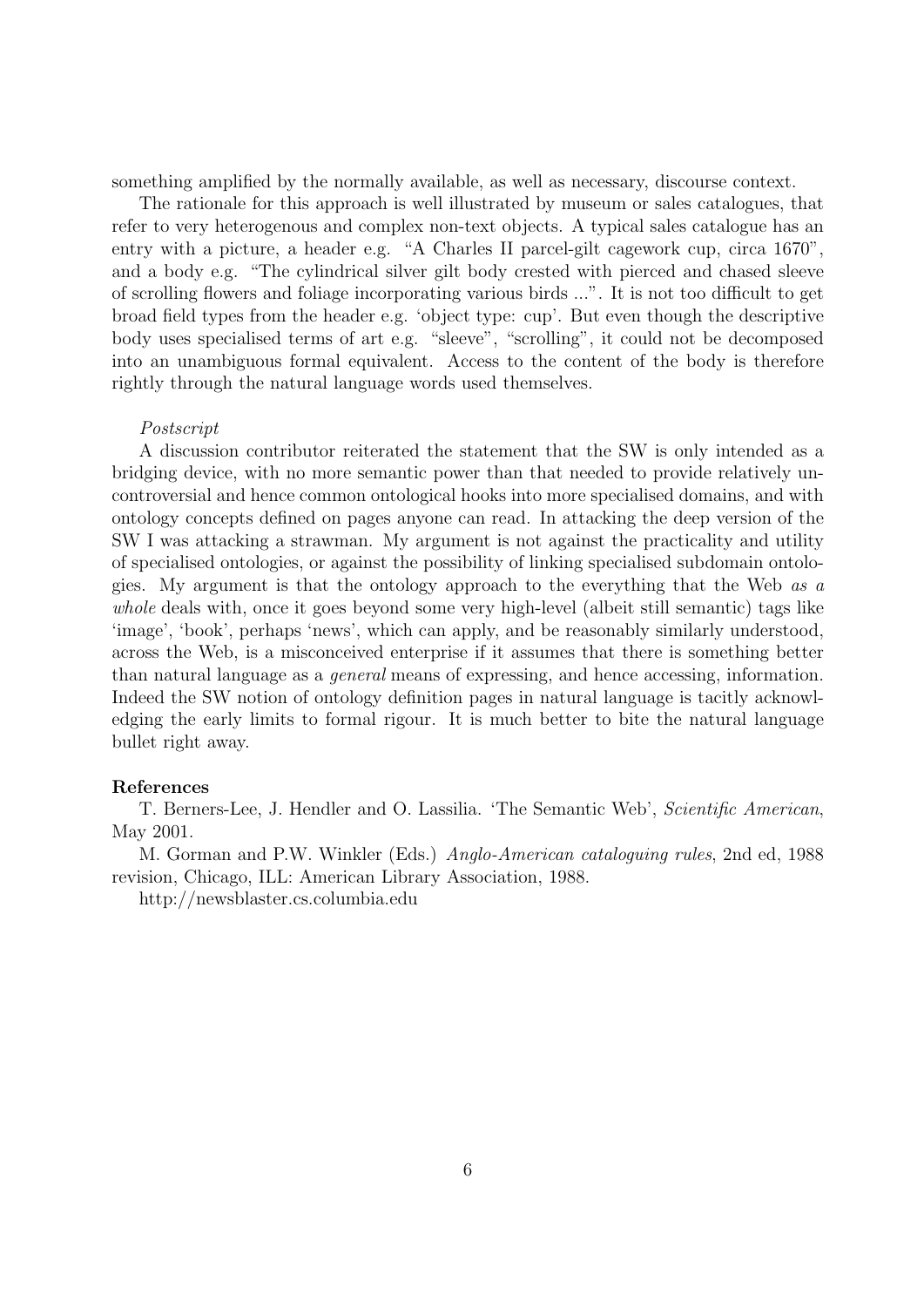something amplified by the normally available, as well as necessary, discourse context.

The rationale for this approach is well illustrated by museum or sales catalogues, that refer to very heterogenous and complex non-text objects. A typical sales catalogue has an entry with a picture, a header e.g. "A Charles II parcel-gilt cagework cup, circa 1670", and a body e.g. "The cylindrical silver gilt body crested with pierced and chased sleeve of scrolling flowers and foliage incorporating various birds ...". It is not too difficult to get broad field types from the header e.g. 'object type: cup'. But even though the descriptive body uses specialised terms of art e.g. "sleeve", "scrolling", it could not be decomposed into an unambiguous formal equivalent. Access to the content of the body is therefore rightly through the natural language words used themselves.

*Postscript*

A discussion contributor reiterated the statement that the SW is only intended as a bridging device, with no more semantic power than that needed to provide relatively uncontroversial and hence common ontological hooks into more specialised domains, and with ontology concepts defined on pages anyone can read. In attacking the deep version of the SW I was attacking a strawman. My argument is not against the practicality and utility of specialised ontologies, or against the possibility of linking specialised subdomain ontologies. My argument is that the ontology approach to the everything that the Web *as a whole* deals with, once it goes beyond some very high-level (albeit still semantic) tags like 'image', 'book', perhaps 'news', which can apply, and be reasonably similarly understood, across the Web, is a misconceived enterprise if it assumes that there is something better than natural language as a *general* means of expressing, and hence accessing, information. Indeed the SW notion of ontology definition pages in natural language is tacitly acknowledging the early limits to formal rigour. It is much better to bite the natural language bullet right away.

**References**

T. Berners-Lee, J. Hendler and O. Lassilia. 'The Semantic Web', *Scientific American*, May 2001.

M. Gorman and P.W. Winkler (Eds.) *Anglo-American cataloguing rules*, 2nd ed, 1988 revision, Chicago, ILL: American Library Association, 1988.

http://newsblaster.cs.columbia.edu